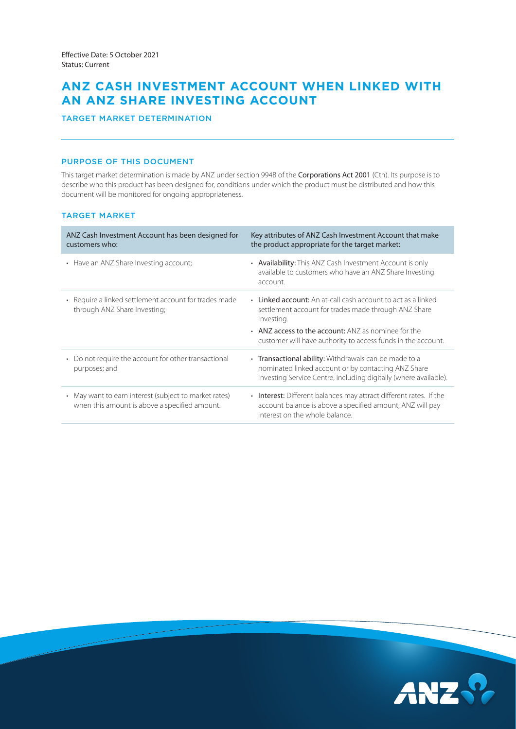Effective Date: 5 October 2021
Status: Current

# ANZ CASH INVESTMENT ACCOUNT WHEN LINKED WITH AN ANZ SHARE INVESTING ACCOUNT

## TARGET MARKET DETERMINATION

### PURPOSE OF THIS DOCUMENT

This target market determination is made by ANZ under section 994B of the Corporations Act 2001 (Cth). Its purpose is to describe who this product has been designed for, conditions under which the product must be distributed and how this document will be monitored for ongoing appropriateness.

### TARGET MARKET

| ANZ Cash Investment Account has been designed for customers who: | Key attributes of ANZ Cash Investment Account that make the product appropriate for the target market: |
|---|---|
| • Have an ANZ Share Investing account; | • **Availability:** This ANZ Cash Investment Account is only available to customers who have an ANZ Share Investing account. |
| • Require a linked settlement account for trades made through ANZ Share Investing; | • **Linked account:** An at-call cash account to act as a linked settlement account for trades made through ANZ Share Investing.<br>• **ANZ access to the account:** ANZ as nominee for the customer will have authority to access funds in the account. |
| • Do not require the account for other transactional purposes; and | • **Transactional ability:** Withdrawals can be made to a nominated linked account or by contacting ANZ Share Investing Service Centre, including digitally (where available). |
| • May want to earn interest (subject to market rates) when this amount is above a specified amount. | • **Interest:** Different balances may attract different rates. If the account balance is above a specified amount, ANZ will pay interest on the whole balance. |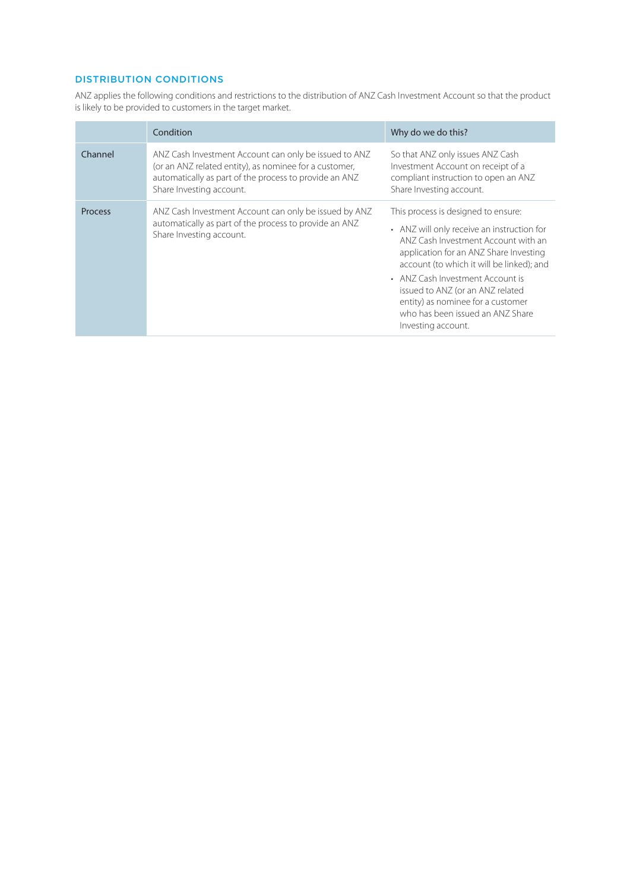## DISTRIBUTION CONDITIONS

ANZ applies the following conditions and restrictions to the distribution of ANZ Cash Investment Account so that the product is likely to be provided to customers in the target market.

| | Condition | Why do we do this? |
|---|---|---|
| Channel | ANZ Cash Investment Account can only be issued to ANZ (or an ANZ related entity), as nominee for a customer, automatically as part of the process to provide an ANZ Share Investing account. | So that ANZ only issues ANZ Cash Investment Account on receipt of a compliant instruction to open an ANZ Share Investing account. |
| Process | ANZ Cash Investment Account can only be issued by ANZ automatically as part of the process to provide an ANZ Share Investing account. | This process is designed to ensure:<br>• ANZ will only receive an instruction for ANZ Cash Investment Account with an application for an ANZ Share Investing account (to which it will be linked); and<br>• ANZ Cash Investment Account is issued to ANZ (or an ANZ related entity) as nominee for a customer who has been issued an ANZ Share Investing account. |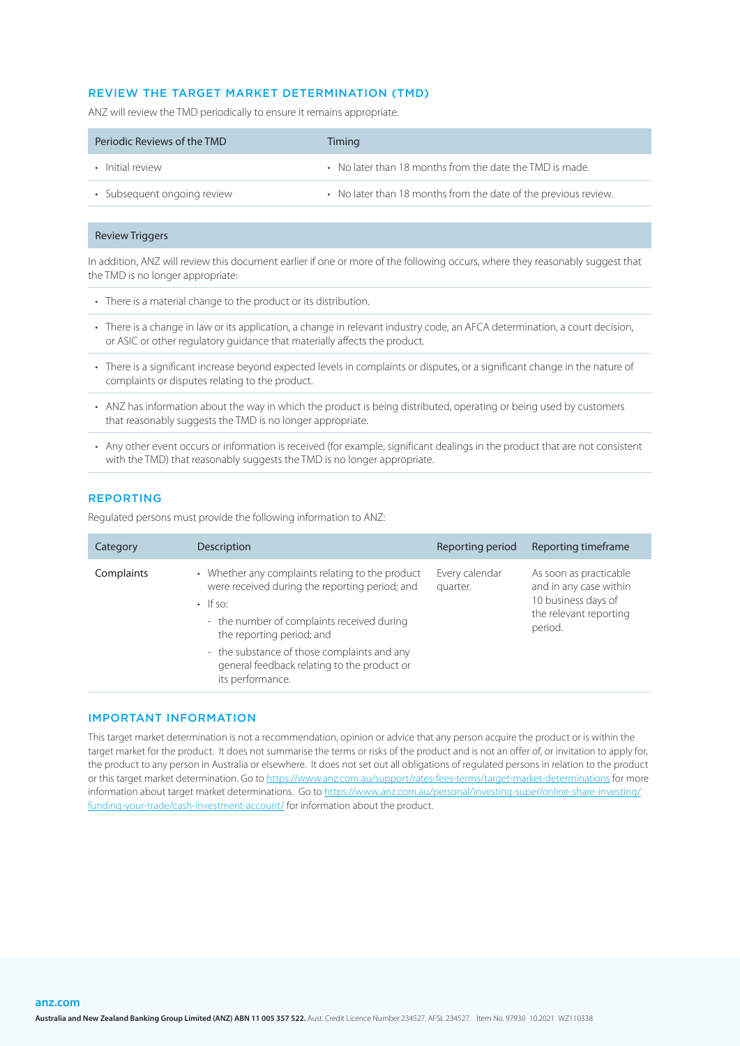## REVIEW THE TARGET MARKET DETERMINATION (TMD)

ANZ will review the TMD periodically to ensure it remains appropriate.

| Periodic Reviews of the TMD | Timing |
|---|---|
| • Initial review | • No later than 18 months from the date the TMD is made. |
| • Subsequent ongoing review | • No later than 18 months from the date of the previous review. |

### Review Triggers

In addition, ANZ will review this document earlier if one or more of the following occurs, where they reasonably suggest that the TMD is no longer appropriate:

- There is a material change to the product or its distribution.
- There is a change in law or its application, a change in relevant industry code, an AFCA determination, a court decision, or ASIC or other regulatory guidance that materially affects the product.
- There is a significant increase beyond expected levels in complaints or disputes, or a significant change in the nature of complaints or disputes relating to the product.
- ANZ has information about the way in which the product is being distributed, operating or being used by customers that reasonably suggests the TMD is no longer appropriate.
- Any other event occurs or information is received (for example, significant dealings in the product that are not consistent with the TMD) that reasonably suggests the TMD is no longer appropriate.

## REPORTING

Regulated persons must provide the following information to ANZ:

| Category | Description | Reporting period | Reporting timeframe |
|---|---|---|---|
| Complaints | • Whether any complaints relating to the product were received during the reporting period; and<br>• If so:<br>- the number of complaints received during the reporting period; and<br>- the substance of those complaints and any general feedback relating to the product or its performance. | Every calendar quarter. | As soon as practicable and in any case within 10 business days of the relevant reporting period. |

## IMPORTANT INFORMATION

This target market determination is not a recommendation, opinion or advice that any person acquire the product or is within the target market for the product. It does not summarise the terms or risks of the product and is not an offer of, or invitation to apply for, the product to any person in Australia or elsewhere. It does not set out all obligations of regulated persons in relation to the product or this target market determination. Go to https://www.anz.com.au/support/rates-fees-terms/target-market-determinations for more information about target market determinations. Go to https://www.anz.com.au/personal/investing-super/online-share-investing/funding-your-trade/cash-investment-account/ for information about the product.

anz.com

**Australia and New Zealand Banking Group Limited (ANZ) ABN 11 005 357 522.** Aust. Credit Licence Number 234527. AFSL 234527. Item No. 97930 10.2021 WZ110338